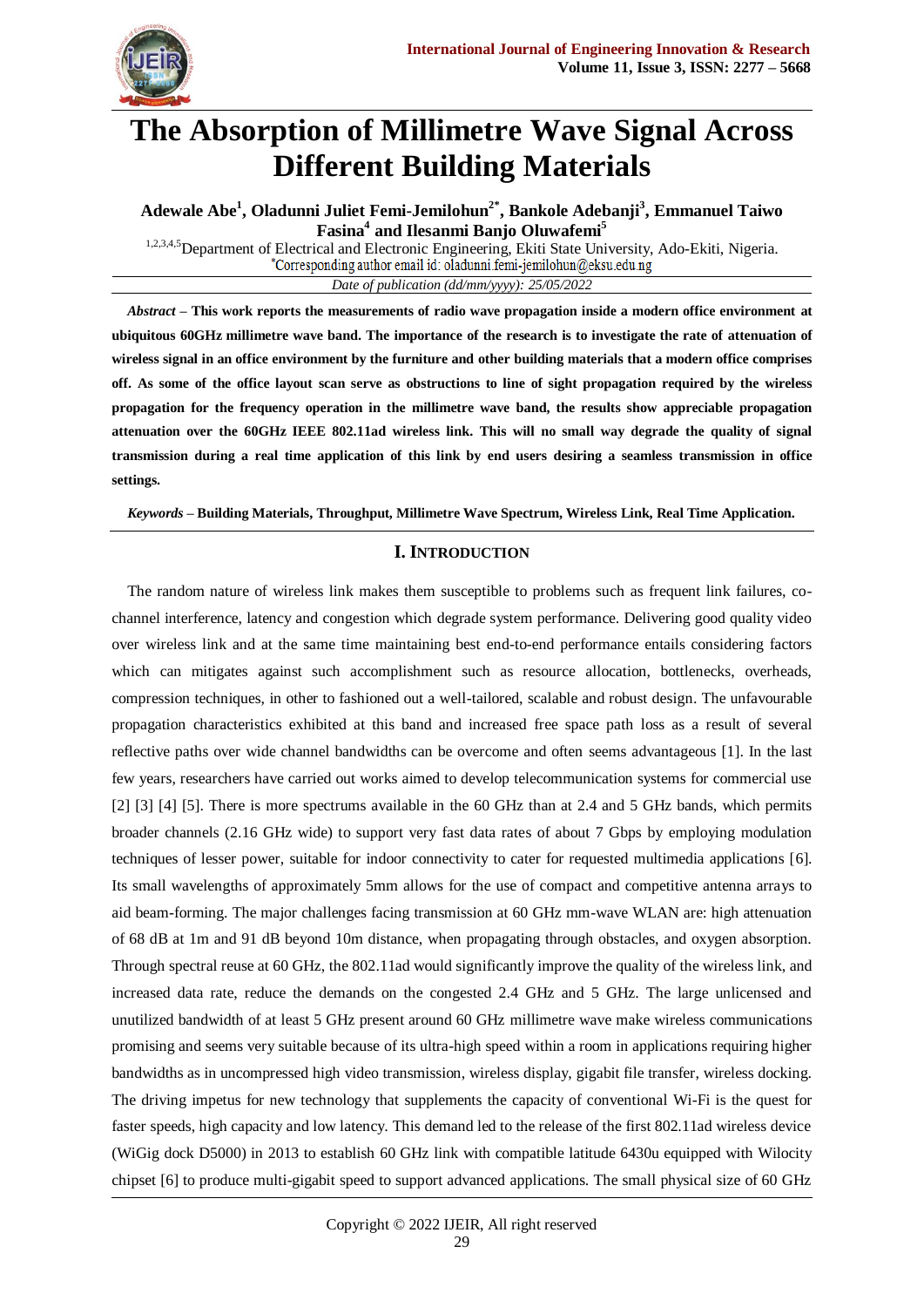# The Absorption of Millimetre Wave Signal Across Different Building Materials

**Adewale Abe[1], Oladunni Juliet Femi-Jemilohun[2*], Bankole Adebanji[3], Emmanuel Taiwo Fasina[4] and Ilesanmi Banjo Oluwafemi[5]**

[1,2,3,4,5]Department of Electrical and Electronic Engineering, Ekiti State University, Ado-Ekiti, Nigeria.
*Corresponding author email id: oladunni.femi-jemilohun@eksu.edu.ng

*Date of publication (dd/mm/yyyy): 25/05/2022*

***Abstract* – This work reports the measurements of radio wave propagation inside a modern office environment at ubiquitous 60GHz millimetre wave band. The importance of the research is to investigate the rate of attenuation of wireless signal in an office environment by the furniture and other building materials that a modern office comprises off. As some of the office layout scan serve as obstructions to line of sight propagation required by the wireless propagation for the frequency operation in the millimetre wave band, the results show appreciable propagation attenuation over the 60GHz IEEE 802.11ad wireless link. This will no small way degrade the quality of signal transmission during a real time application of this link by end users desiring a seamless transmission in office settings.**

***Keywords* – Building Materials, Throughput, Millimetre Wave Spectrum, Wireless Link, Real Time Application.**

## I. Introduction

The random nature of wireless link makes them susceptible to problems such as frequent link failures, co-channel interference, latency and congestion which degrade system performance. Delivering good quality video over wireless link and at the same time maintaining best end-to-end performance entails considering factors which can mitigates against such accomplishment such as resource allocation, bottlenecks, overheads, compression techniques, in other to fashioned out a well-tailored, scalable and robust design. The unfavourable propagation characteristics exhibited at this band and increased free space path loss as a result of several reflective paths over wide channel bandwidths can be overcome and often seems advantageous [1]. In the last few years, researchers have carried out works aimed to develop telecommunication systems for commercial use [2] [3] [4] [5]. There is more spectrums available in the 60 GHz than at 2.4 and 5 GHz bands, which permits broader channels (2.16 GHz wide) to support very fast data rates of about 7 Gbps by employing modulation techniques of lesser power, suitable for indoor connectivity to cater for requested multimedia applications [6]. Its small wavelengths of approximately 5mm allows for the use of compact and competitive antenna arrays to aid beam-forming. The major challenges facing transmission at 60 GHz mm-wave WLAN are: high attenuation of 68 dB at 1m and 91 dB beyond 10m distance, when propagating through obstacles, and oxygen absorption. Through spectral reuse at 60 GHz, the 802.11ad would significantly improve the quality of the wireless link, and increased data rate, reduce the demands on the congested 2.4 GHz and 5 GHz. The large unlicensed and unutilized bandwidth of at least 5 GHz present around 60 GHz millimetre wave make wireless communications promising and seems very suitable because of its ultra-high speed within a room in applications requiring higher bandwidths as in uncompressed high video transmission, wireless display, gigabit file transfer, wireless docking. The driving impetus for new technology that supplements the capacity of conventional Wi-Fi is the quest for faster speeds, high capacity and low latency. This demand led to the release of the first 802.11ad wireless device (WiGig dock D5000) in 2013 to establish 60 GHz link with compatible latitude 6430u equipped with Wilocity chipset [6] to produce multi-gigabit speed to support advanced applications. The small physical size of 60 GHz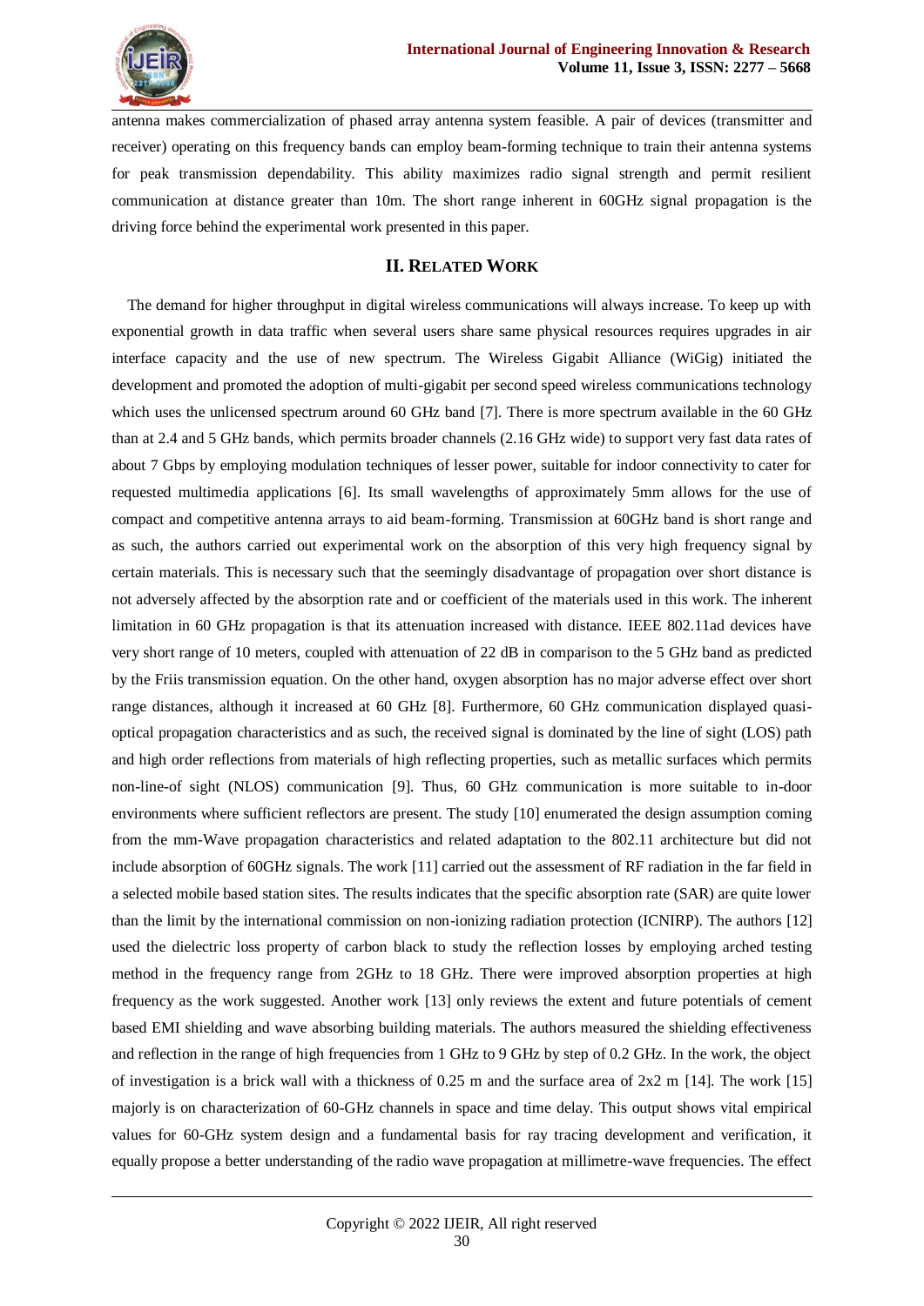antenna makes commercialization of phased array antenna system feasible. A pair of devices (transmitter and receiver) operating on this frequency bands can employ beam-forming technique to train their antenna systems for peak transmission dependability. This ability maximizes radio signal strength and permit resilient communication at distance greater than 10m. The short range inherent in 60GHz signal propagation is the driving force behind the experimental work presented in this paper.

## II. Related Work

The demand for higher throughput in digital wireless communications will always increase. To keep up with exponential growth in data traffic when several users share same physical resources requires upgrades in air interface capacity and the use of new spectrum. The Wireless Gigabit Alliance (WiGig) initiated the development and promoted the adoption of multi-gigabit per second speed wireless communications technology which uses the unlicensed spectrum around 60 GHz band [7]. There is more spectrum available in the 60 GHz than at 2.4 and 5 GHz bands, which permits broader channels (2.16 GHz wide) to support very fast data rates of about 7 Gbps by employing modulation techniques of lesser power, suitable for indoor connectivity to cater for requested multimedia applications [6]. Its small wavelengths of approximately 5mm allows for the use of compact and competitive antenna arrays to aid beam-forming. Transmission at 60GHz band is short range and as such, the authors carried out experimental work on the absorption of this very high frequency signal by certain materials. This is necessary such that the seemingly disadvantage of propagation over short distance is not adversely affected by the absorption rate and or coefficient of the materials used in this work. The inherent limitation in 60 GHz propagation is that its attenuation increased with distance. IEEE 802.11ad devices have very short range of 10 meters, coupled with attenuation of 22 dB in comparison to the 5 GHz band as predicted by the Friis transmission equation. On the other hand, oxygen absorption has no major adverse effect over short range distances, although it increased at 60 GHz [8]. Furthermore, 60 GHz communication displayed quasi-optical propagation characteristics and as such, the received signal is dominated by the line of sight (LOS) path and high order reflections from materials of high reflecting properties, such as metallic surfaces which permits non-line-of sight (NLOS) communication [9]. Thus, 60 GHz communication is more suitable to in-door environments where sufficient reflectors are present. The study [10] enumerated the design assumption coming from the mm-Wave propagation characteristics and related adaptation to the 802.11 architecture but did not include absorption of 60GHz signals. The work [11] carried out the assessment of RF radiation in the far field in a selected mobile based station sites. The results indicates that the specific absorption rate (SAR) are quite lower than the limit by the international commission on non-ionizing radiation protection (ICNIRP). The authors [12] used the dielectric loss property of carbon black to study the reflection losses by employing arched testing method in the frequency range from 2GHz to 18 GHz. There were improved absorption properties at high frequency as the work suggested. Another work [13] only reviews the extent and future potentials of cement based EMI shielding and wave absorbing building materials. The authors measured the shielding effectiveness and reflection in the range of high frequencies from 1 GHz to 9 GHz by step of 0.2 GHz. In the work, the object of investigation is a brick wall with a thickness of 0.25 m and the surface area of 2x2 m [14]. The work [15] majorly is on characterization of 60-GHz channels in space and time delay. This output shows vital empirical values for 60-GHz system design and a fundamental basis for ray tracing development and verification, it equally propose a better understanding of the radio wave propagation at millimetre-wave frequencies. The effect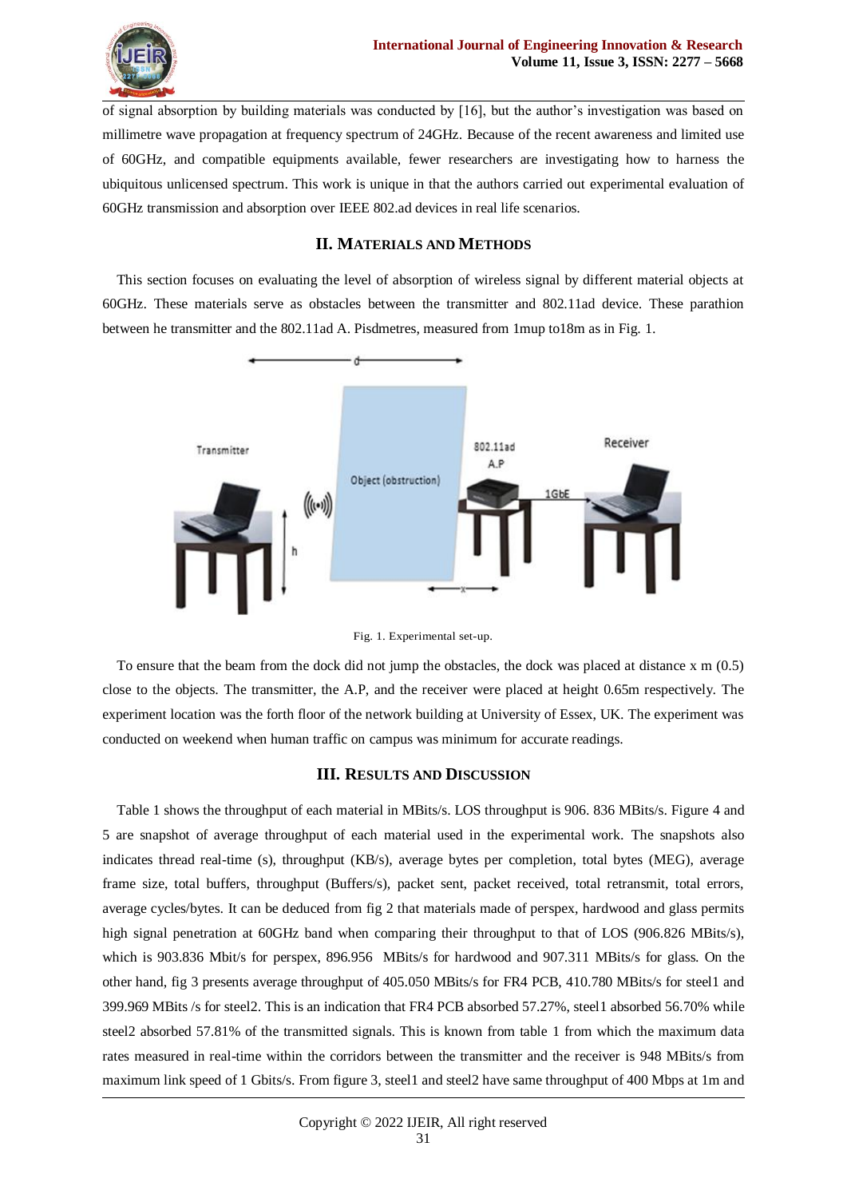of signal absorption by building materials was conducted by [16], but the author's investigation was based on millimetre wave propagation at frequency spectrum of 24GHz. Because of the recent awareness and limited use of 60GHz, and compatible equipments available, fewer researchers are investigating how to harness the ubiquitous unlicensed spectrum. This work is unique in that the authors carried out experimental evaluation of 60GHz transmission and absorption over IEEE 802.ad devices in real life scenarios.

## II. Materials and Methods

This section focuses on evaluating the level of absorption of wireless signal by different material objects at 60GHz. These materials serve as obstacles between the transmitter and 802.11ad device. These parathion between he transmitter and the 802.11ad A. Pisdmetres, measured from 1mup to18m as in Fig. 1.

Fig. 1. Experimental set-up.

To ensure that the beam from the dock did not jump the obstacles, the dock was placed at distance x m (0.5) close to the objects. The transmitter, the A.P, and the receiver were placed at height 0.65m respectively. The experiment location was the forth floor of the network building at University of Essex, UK. The experiment was conducted on weekend when human traffic on campus was minimum for accurate readings.

## III. Results and Discussion

Table 1 shows the throughput of each material in MBits/s. LOS throughput is 906. 836 MBits/s. Figure 4 and 5 are snapshot of average throughput of each material used in the experimental work. The snapshots also indicates thread real-time (s), throughput (KB/s), average bytes per completion, total bytes (MEG), average frame size, total buffers, throughput (Buffers/s), packet sent, packet received, total retransmit, total errors, average cycles/bytes. It can be deduced from fig 2 that materials made of perspex, hardwood and glass permits high signal penetration at 60GHz band when comparing their throughput to that of LOS (906.826 MBits/s), which is 903.836 Mbit/s for perspex, 896.956 MBits/s for hardwood and 907.311 MBits/s for glass. On the other hand, fig 3 presents average throughput of 405.050 MBits/s for FR4 PCB, 410.780 MBits/s for steel1 and 399.969 MBits /s for steel2. This is an indication that FR4 PCB absorbed 57.27%, steel1 absorbed 56.70% while steel2 absorbed 57.81% of the transmitted signals. This is known from table 1 from which the maximum data rates measured in real-time within the corridors between the transmitter and the receiver is 948 MBits/s from maximum link speed of 1 Gbits/s. From figure 3, steel1 and steel2 have same throughput of 400 Mbps at 1m and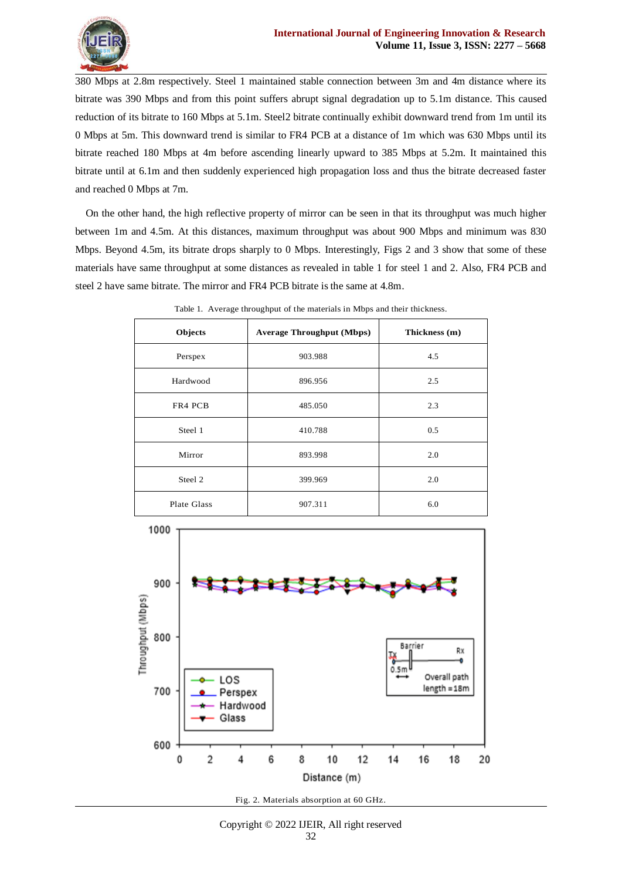380 Mbps at 2.8m respectively. Steel 1 maintained stable connection between 3m and 4m distance where its bitrate was 390 Mbps and from this point suffers abrupt signal degradation up to 5.1m distance. This caused reduction of its bitrate to 160 Mbps at 5.1m. Steel2 bitrate continually exhibit downward trend from 1m until its 0 Mbps at 5m. This downward trend is similar to FR4 PCB at a distance of 1m which was 630 Mbps until its bitrate reached 180 Mbps at 4m before ascending linearly upward to 385 Mbps at 5.2m. It maintained this bitrate until at 6.1m and then suddenly experienced high propagation loss and thus the bitrate decreased faster and reached 0 Mbps at 7m.

On the other hand, the high reflective property of mirror can be seen in that its throughput was much higher between 1m and 4.5m. At this distances, maximum throughput was about 900 Mbps and minimum was 830 Mbps. Beyond 4.5m, its bitrate drops sharply to 0 Mbps. Interestingly, Figs 2 and 3 show that some of these materials have same throughput at some distances as revealed in table 1 for steel 1 and 2. Also, FR4 PCB and steel 2 have same bitrate. The mirror and FR4 PCB bitrate is the same at 4.8m.

Table 1. Average throughput of the materials in Mbps and their thickness.

| Objects | Average Throughput (Mbps) | Thickness (m) |
|---|---|---|
| Perspex | 903.988 | 4.5 |
| Hardwood | 896.956 | 2.5 |
| FR4 PCB | 485.050 | 2.3 |
| Steel 1 | 410.788 | 0.5 |
| Mirror | 893.998 | 2.0 |
| Steel 2 | 399.969 | 2.0 |
| Plate Glass | 907.311 | 6.0 |

Fig. 2. Materials absorption at 60 GHz.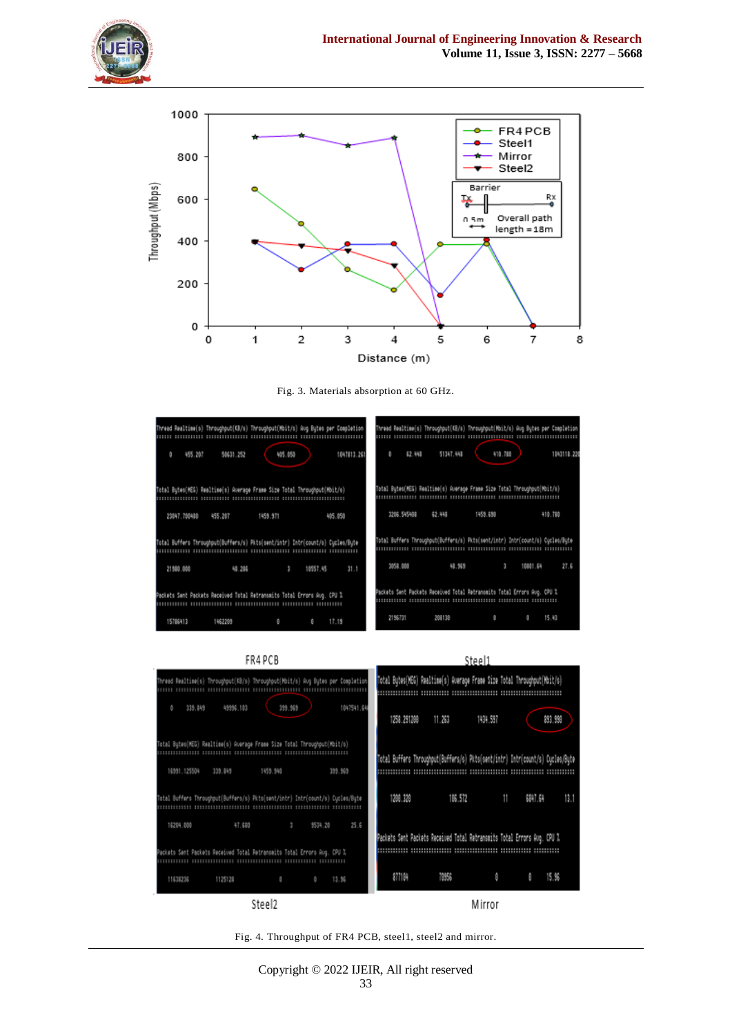Fig. 3. Materials absorption at 60 GHz.

Fig. 4. Throughput of FR4 PCB, steel1, steel2 and mirror.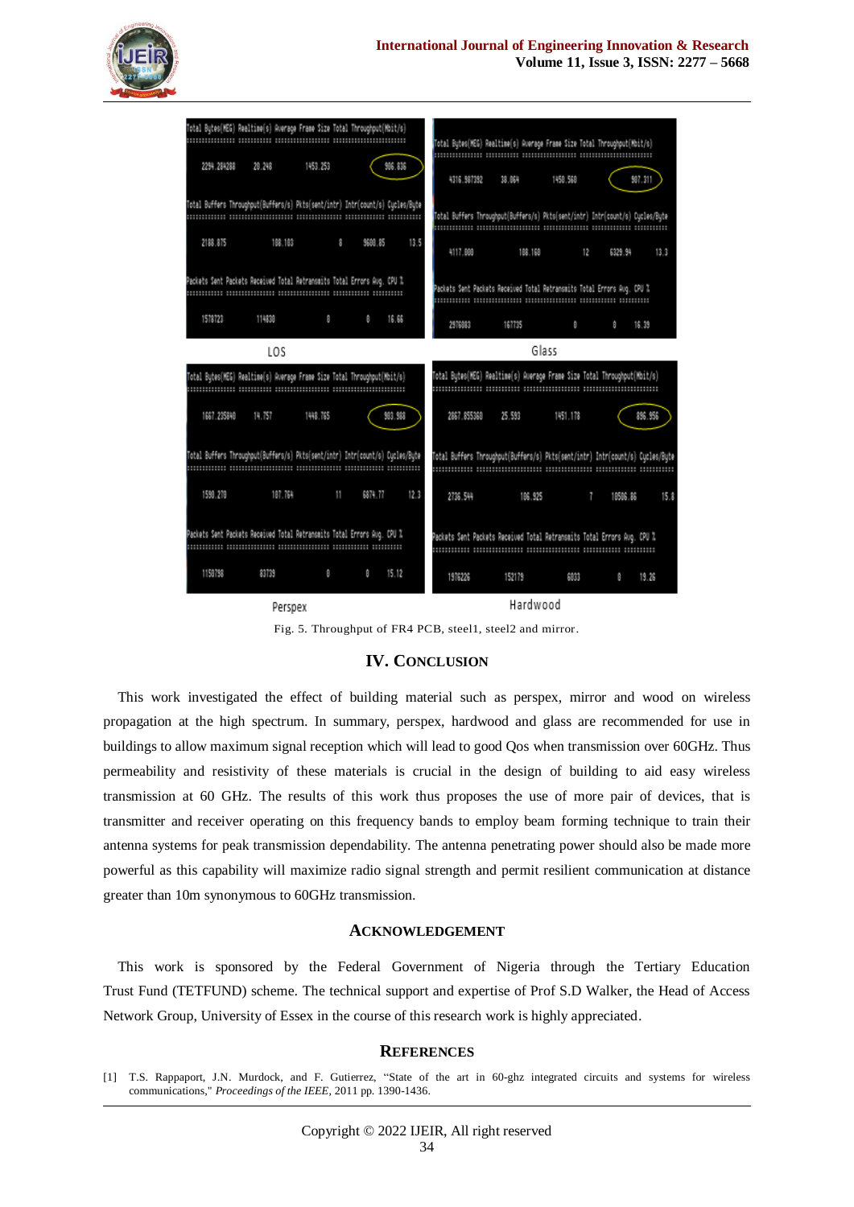Fig. 5. Throughput of FR4 PCB, steel1, steel2 and mirror.

## IV. Conclusion

This work investigated the effect of building material such as perspex, mirror and wood on wireless propagation at the high spectrum. In summary, perspex, hardwood and glass are recommended for use in buildings to allow maximum signal reception which will lead to good Qos when transmission over 60GHz. Thus permeability and resistivity of these materials is crucial in the design of building to aid easy wireless transmission at 60 GHz. The results of this work thus proposes the use of more pair of devices, that is transmitter and receiver operating on this frequency bands to employ beam forming technique to train their antenna systems for peak transmission dependability. The antenna penetrating power should also be made more powerful as this capability will maximize radio signal strength and permit resilient communication at distance greater than 10m synonymous to 60GHz transmission.

## Acknowledgement

This work is sponsored by the Federal Government of Nigeria through the Tertiary Education Trust Fund (TETFUND) scheme. The technical support and expertise of Prof S.D Walker, the Head of Access Network Group, University of Essex in the course of this research work is highly appreciated.

## References

[1] T.S. Rappaport, J.N. Murdock, and F. Gutierrez, "State of the art in 60-ghz integrated circuits and systems for wireless communications," *Proceedings of the IEEE*, 2011 pp. 1390-1436.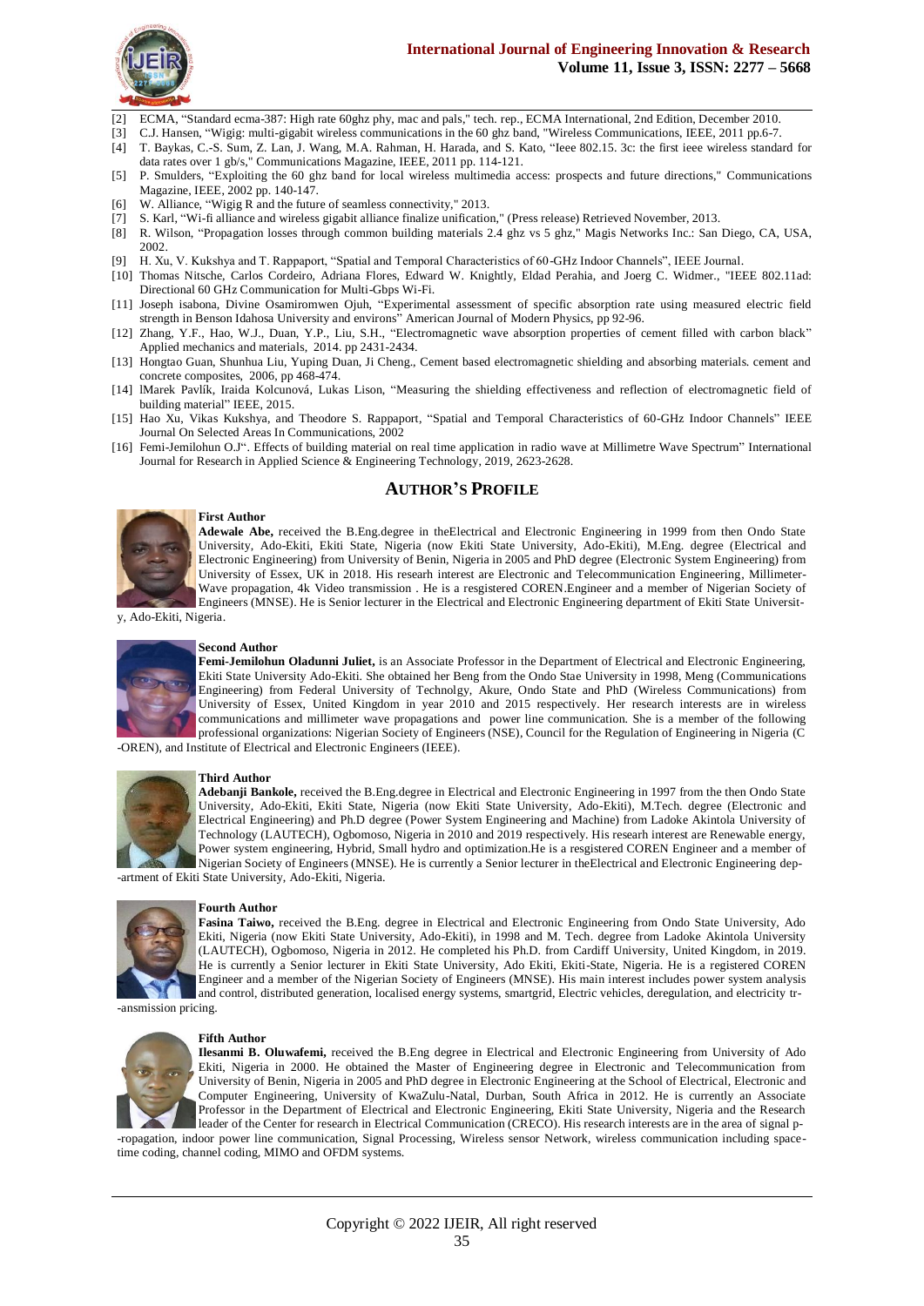[2] ECMA, "Standard ecma-387: High rate 60ghz phy, mac and pals," tech. rep., ECMA International, 2nd Edition, December 2010.
[3] C.J. Hansen, "Wigig: multi-gigabit wireless communications in the 60 ghz band, "Wireless Communications, IEEE, 2011 pp.6-7.
[4] T. Baykas, C.-S. Sum, Z. Lan, J. Wang, M.A. Rahman, H. Harada, and S. Kato, "Ieee 802.15. 3c: the first ieee wireless standard for data rates over 1 gb/s," Communications Magazine, IEEE, 2011 pp. 114-121.
[5] P. Smulders, "Exploiting the 60 ghz band for local wireless multimedia access: prospects and future directions," Communications Magazine, IEEE, 2002 pp. 140-147.
[6] W. Alliance, "Wigig R and the future of seamless connectivity," 2013.
[7] S. Karl, "Wi-fi alliance and wireless gigabit alliance finalize unification," (Press release) Retrieved November, 2013.
[8] R. Wilson, "Propagation losses through common building materials 2.4 ghz vs 5 ghz," Magis Networks Inc.: San Diego, CA, USA, 2002.
[9] H. Xu, V. Kukshya and T. Rappaport, "Spatial and Temporal Characteristics of 60-GHz Indoor Channels", IEEE Journal.
[10] Thomas Nitsche, Carlos Cordeiro, Adriana Flores, Edward W. Knightly, Eldad Perahia, and Joerg C. Widmer., "IEEE 802.11ad: Directional 60 GHz Communication for Multi-Gbps Wi-Fi.
[11] Joseph isabona, Divine Osamiromwen Ojuh, "Experimental assessment of specific absorption rate using measured electric field strength in Benson Idahosa University and environs" American Journal of Modern Physics, pp 92-96.
[12] Zhang, Y.F., Hao, W.J., Duan, Y.P., Liu, S.H., "Electromagnetic wave absorption properties of cement filled with carbon black" Applied mechanics and materials, 2014. pp 2431-2434.
[13] Hongtao Guan, Shunhua Liu, Yuping Duan, Ji Cheng., Cement based electromagnetic shielding and absorbing materials. cement and concrete composites, 2006, pp 468-474.
[14] lMarek Pavlík, Iraida Kolcunová, Lukas Lison, "Measuring the shielding effectiveness and reflection of electromagnetic field of building material" IEEE, 2015.
[15] Hao Xu, Vikas Kukshya, and Theodore S. Rappaport, "Spatial and Temporal Characteristics of 60-GHz Indoor Channels" IEEE Journal On Selected Areas In Communications, 2002
[16] Femi-Jemilohun O.J". Effects of building material on real time application in radio wave at Millimetre Wave Spectrum" International Journal for Research in Applied Science & Engineering Technology, 2019, 2623-2628.

## AUTHOR'S PROFILE

**First Author**

**Adewale Abe,** received the B.Eng.degree in theElectrical and Electronic Engineering in 1999 from then Ondo State University, Ado-Ekiti, Ekiti State, Nigeria (now Ekiti State University, Ado-Ekiti), M.Eng. degree (Electrical and Electronic Engineering) from University of Benin, Nigeria in 2005 and PhD degree (Electronic System Engineering) from University of Essex, UK in 2018. His researh interest are Electronic and Telecommunication Engineering, Millimeter-Wave propagation, 4k Video transmission . He is a resgistered COREN.Engineer and a member of Nigerian Society of Engineers (MNSE). He is Senior lecturer in the Electrical and Electronic Engineering department of Ekiti State University, Ado-Ekiti, Nigeria.

**Second Author**

**Femi-Jemilohun Oladunni Juliet,** is an Associate Professor in the Department of Electrical and Electronic Engineering, Ekiti State University Ado-Ekiti. She obtained her Beng from the Ondo Stae University in 1998, Meng (Communications Engineering) from Federal University of Technolgy, Akure, Ondo State and PhD (Wireless Communications) from University of Essex, United Kingdom in year 2010 and 2015 respectively. Her research interests are in wireless communications and millimeter wave propagations and power line communication. She is a member of the following professional organizations: Nigerian Society of Engineers (NSE), Council for the Regulation of Engineering in Nigeria (C-OREN), and Institute of Electrical and Electronic Engineers (IEEE).

**Third Author**

**Adebanji Bankole,** received the B.Eng.degree in Electrical and Electronic Engineering in 1997 from the then Ondo State University, Ado-Ekiti, Ekiti State, Nigeria (now Ekiti State University, Ado-Ekiti), M.Tech. degree (Electronic and Electrical Engineering) and Ph.D degree (Power System Engineering and Machine) from Ladoke Akintola University of Technology (LAUTECH), Ogbomoso, Nigeria in 2010 and 2019 respectively. His researh interest are Renewable energy, Power system engineering, Hybrid, Small hydro and optimization.He is a resgistered COREN Engineer and a member of Nigerian Society of Engineers (MNSE). He is currently a Senior lecturer in theElectrical and Electronic Engineering dep-artment of Ekiti State University, Ado-Ekiti, Nigeria.

**Fourth Author**

**Fasina Taiwo,** received the B.Eng. degree in Electrical and Electronic Engineering from Ondo State University, Ado Ekiti, Nigeria (now Ekiti State University, Ado-Ekiti), in 1998 and M. Tech. degree from Ladoke Akintola University (LAUTECH), Ogbomoso, Nigeria in 2012. He completed his Ph.D. from Cardiff University, United Kingdom, in 2019. He is currently a Senior lecturer in Ekiti State University, Ado Ekiti, Ekiti-State, Nigeria. He is a registered COREN Engineer and a member of the Nigerian Society of Engineers (MNSE). His main interest includes power system analysis and control, distributed generation, localised energy systems, smartgrid, Electric vehicles, deregulation, and electricity tr-ansmission pricing.

**Fifth Author**

**Ilesanmi B. Oluwafemi,** received the B.Eng degree in Electrical and Electronic Engineering from University of Ado Ekiti, Nigeria in 2000. He obtained the Master of Engineering degree in Electronic and Telecommunication from University of Benin, Nigeria in 2005 and PhD degree in Electronic Engineering at the School of Electrical, Electronic and Computer Engineering, University of KwaZulu-Natal, Durban, South Africa in 2012. He is currently an Associate Professor in the Department of Electrical and Electronic Engineering, Ekiti State University, Nigeria and the Research leader of the Center for research in Electrical Communication (CRECO). His research interests are in the area of signal p-ropagation, indoor power line communication, Signal Processing, Wireless sensor Network, wireless communication including space-time coding, channel coding, MIMO and OFDM systems.